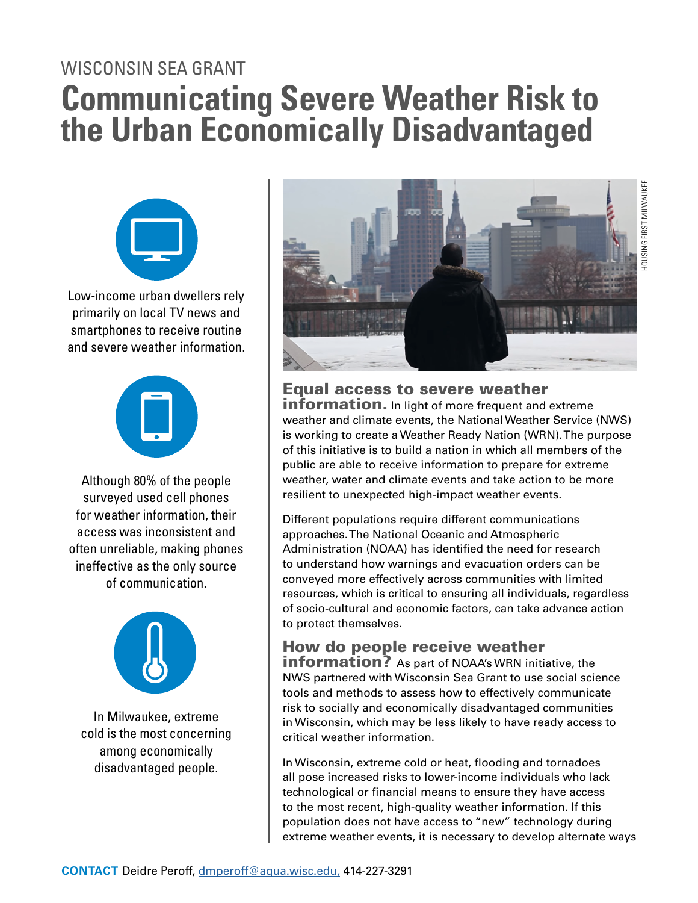WISCONSIN SEA GRANT

# Communicating Severe Weather Risk to the Urban Economically Disadvantaged

Low-income urban dwellers rely primarily on local TV news and smartphones to receive routine and severe weather information.

Although 80% of the people surveyed used cell phones for weather information, their access was inconsistent and often unreliable, making phones ineffective as the only source of communication.

In Milwaukee, extreme cold is the most concerning among economically disadvantaged people.

HOUSING FIRST MILWAUKEE

**Equal access to severe weather information.** In light of more frequent and extreme weather and climate events, the National Weather Service (NWS) is working to create a Weather Ready Nation (WRN). The purpose of this initiative is to build a nation in which all members of the public are able to receive information to prepare for extreme weather, water and climate events and take action to be more resilient to unexpected high-impact weather events.

Different populations require different communications approaches. The National Oceanic and Atmospheric Administration (NOAA) has identified the need for research to understand how warnings and evacuation orders can be conveyed more effectively across communities with limited resources, which is critical to ensuring all individuals, regardless of socio-cultural and economic factors, can take advance action to protect themselves.

**How do people receive weather information?** As part of NOAA's WRN initiative, the NWS partnered with Wisconsin Sea Grant to use social science tools and methods to assess how to effectively communicate risk to socially and economically disadvantaged communities in Wisconsin, which may be less likely to have ready access to critical weather information.

In Wisconsin, extreme cold or heat, flooding and tornadoes all pose increased risks to lower-income individuals who lack technological or financial means to ensure they have access to the most recent, high-quality weather information. If this population does not have access to "new" technology during extreme weather events, it is necessary to develop alternate ways

**CONTACT** Deidre Peroff, dmperoff@aqua.wisc.edu, 414-227-3291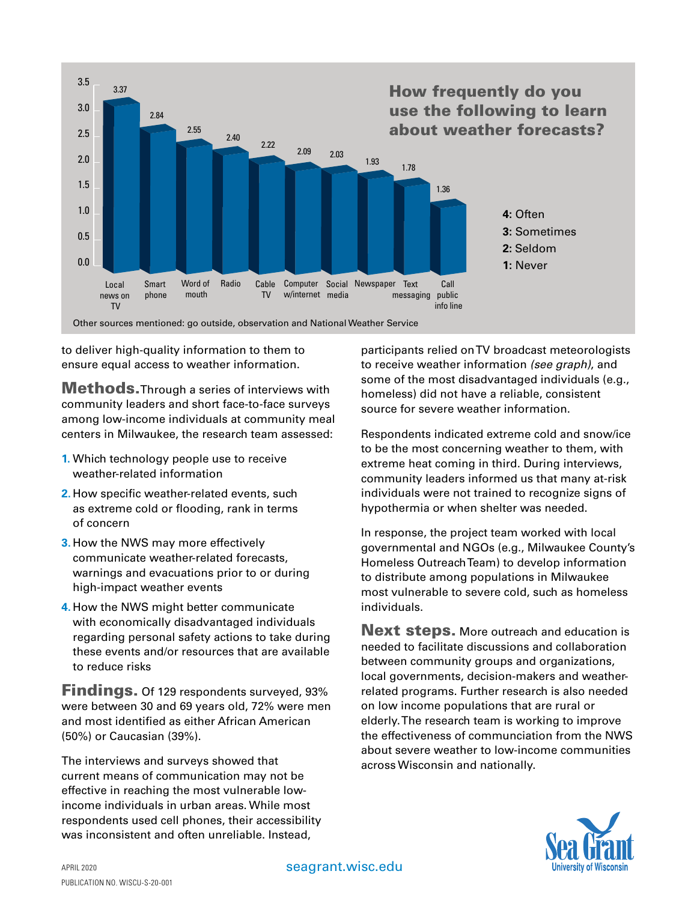3.5
3.0
2.5
2.0
1.5
1.0
0.5
0.0

3.37
2.84
2.55
2.40
2.22
2.09
2.03
1.93
1.78
1.36

Local news on TV
Smart phone
Word of mouth
Radio
Cable TV
Computer w/internet
Social media
Newspaper
Text messaging
Call public info line

**How frequently do you use the following to learn about weather forecasts?**

**4:** Often
**3:** Sometimes
**2:** Seldom
**1:** Never

Other sources mentioned: go outside, observation and National Weather Service

to deliver high-quality information to them to ensure equal access to weather information.

**Methods.** Through a series of interviews with community leaders and short face-to-face surveys among low-income individuals at community meal centers in Milwaukee, the research team assessed:

1. Which technology people use to receive weather-related information
2. How specific weather-related events, such as extreme cold or flooding, rank in terms of concern
3. How the NWS may more effectively communicate weather-related forecasts, warnings and evacuations prior to or during high-impact weather events
4. How the NWS might better communicate with economically disadvantaged individuals regarding personal safety actions to take during these events and/or resources that are available to reduce risks

**Findings.** Of 129 respondents surveyed, 93% were between 30 and 69 years old, 72% were men and most identified as either African American (50%) or Caucasian (39%).

The interviews and surveys showed that current means of communication may not be effective in reaching the most vulnerable low-income individuals in urban areas. While most respondents used cell phones, their accessibility was inconsistent and often unreliable. Instead, participants relied on TV broadcast meteorologists to receive weather information *(see graph)*, and some of the most disadvantaged individuals (e.g., homeless) did not have a reliable, consistent source for severe weather information.

Respondents indicated extreme cold and snow/ice to be the most concerning weather to them, with extreme heat coming in third. During interviews, community leaders informed us that many at-risk individuals were not trained to recognize signs of hypothermia or when shelter was needed.

In response, the project team worked with local governmental and NGOs (e.g., Milwaukee County's Homeless Outreach Team) to develop information to distribute among populations in Milwaukee most vulnerable to severe cold, such as homeless individuals.

**Next steps.** More outreach and education is needed to facilitate discussions and collaboration between community groups and organizations, local governments, decision-makers and weather-related programs. Further research is also needed on low income populations that are rural or elderly. The research team is working to improve the effectiveness of communciation from the NWS about severe weather to low-income communities across Wisconsin and nationally.

APRIL 2020
PUBLICATION NO. WISCU-S-20-001

seagrant.wisc.edu

Sea Grant
University of Wisconsin